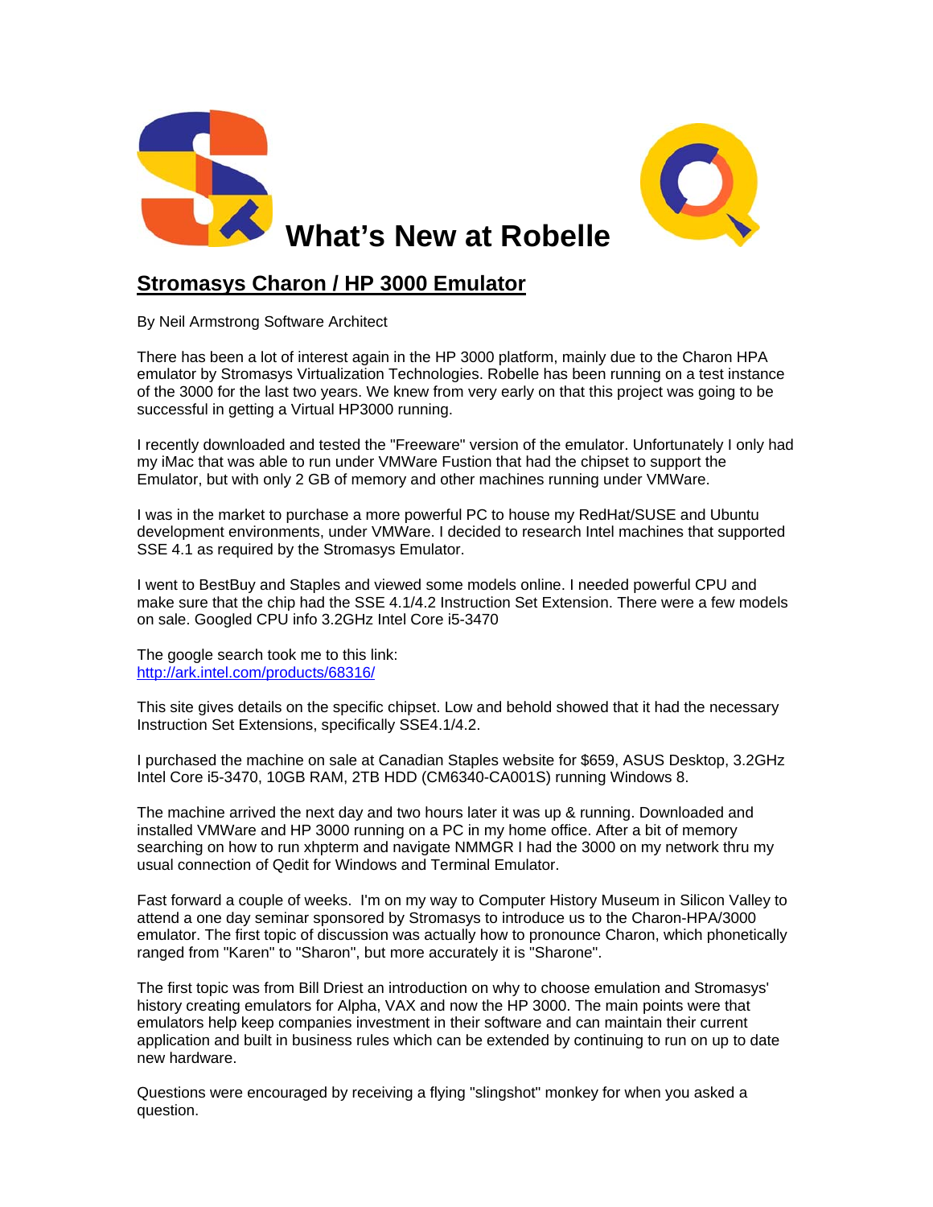# What's New at Robelle

## Stromasys Charon / HP 3000 Emulator

By Neil Armstrong Software Architect

There has been a lot of interest again in the HP 3000 platform, mainly due to the Charon HPA emulator by Stromasys Virtualization Technologies. Robelle has been running on a test instance of the 3000 for the last two years. We knew from very early on that this project was going to be successful in getting a Virtual HP3000 running.

I recently downloaded and tested the "Freeware" version of the emulator. Unfortunately I only had my iMac that was able to run under VMWare Fusion that had the chipset to support the Emulator, but with only 2 GB of memory and other machines running under VMWare.

I was in the market to purchase a more powerful PC to house my RedHat/SUSE and Ubuntu development environments, under VMWare. I decided to research Intel machines that supported SSE 4.1 as required by the Stromasys Emulator.

I went to BestBuy and Staples and viewed some models online. I needed powerful CPU and make sure that the chip had the SSE 4.1/4.2 Instruction Set Extension. There were a few models on sale. Googled CPU info 3.2GHz Intel Core i5-3470

The google search took me to this link:
[http://ark.intel.com/products/68316/](http://ark.intel.com/products/68316/)

This site gives details on the specific chipset. Low and behold showed that it had the necessary Instruction Set Extensions, specifically SSE4.1/4.2.

I purchased the machine on sale at Canadian Staples website for $659, ASUS Desktop, 3.2GHz Intel Core i5-3470, 10GB RAM, 2TB HDD (CM6340-CA001S) running Windows 8.

The machine arrived the next day and two hours later it was up & running. Downloaded and installed VMWare and HP 3000 running on a PC in my home office. After a bit of memory searching on how to run xhpterm and navigate NMMGR I had the 3000 on my network thru my usual connection of Qedit for Windows and Terminal Emulator.

Fast forward a couple of weeks. I'm on my way to Computer History Museum in Silicon Valley to attend a one day seminar sponsored by Stromasys to introduce us to the Charon-HPA/3000 emulator. The first topic of discussion was actually how to pronounce Charon, which phonetically ranged from "Karen" to "Sharon", but more accurately it is "Sharone".

The first topic was from Bill Driest an introduction on why to choose emulation and Stromasys' history creating emulators for Alpha, VAX and now the HP 3000. The main points were that emulators help keep companies investment in their software and can maintain their current application and built in business rules which can be extended by continuing to run on up to date new hardware.

Questions were encouraged by receiving a flying "slingshot" monkey for when you asked a question.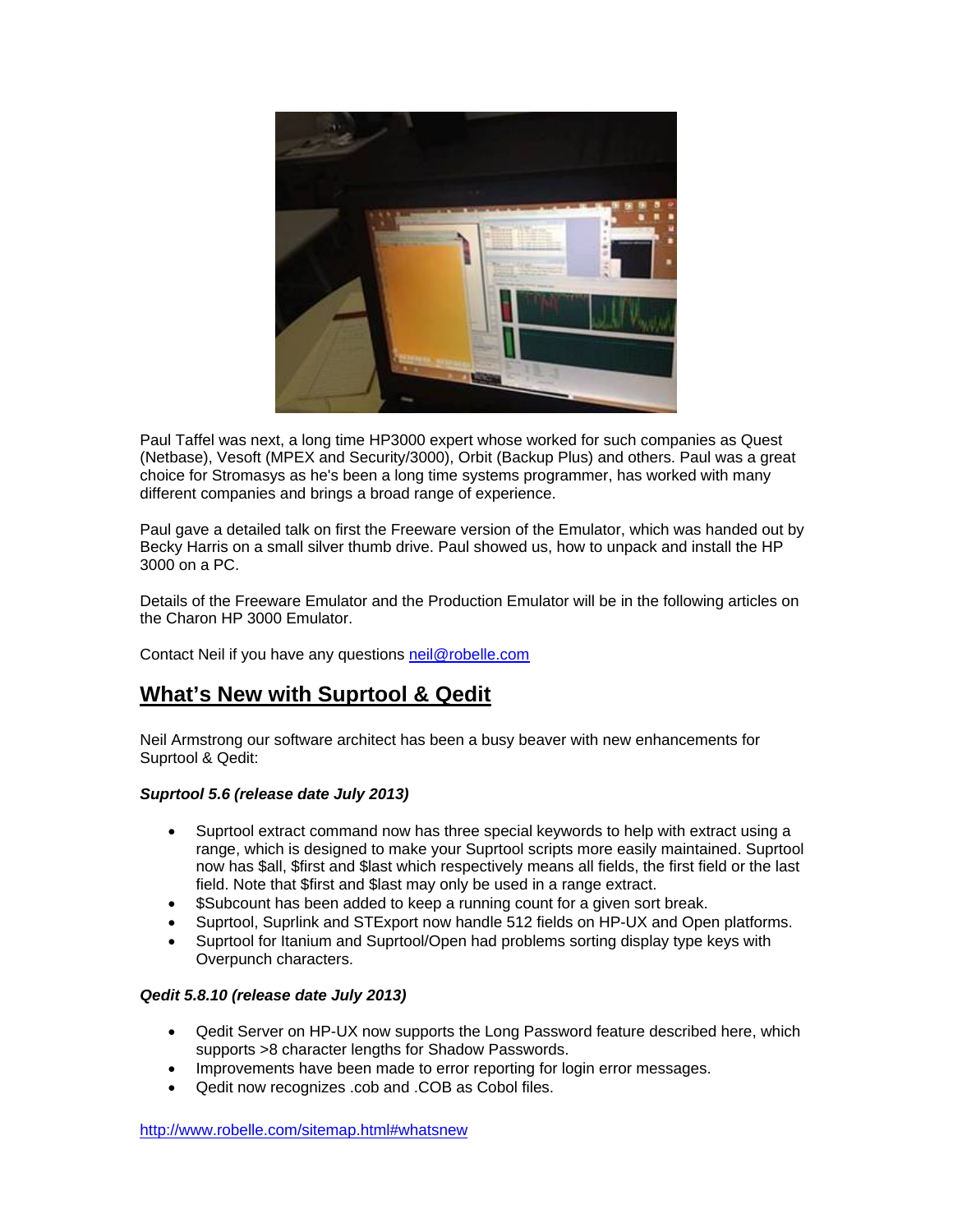Paul Taffel was next, a long time HP3000 expert whose worked for such companies as Quest (Netbase), Vesoft (MPEX and Security/3000), Orbit (Backup Plus) and others. Paul was a great choice for Stromasys as he's been a long time systems programmer, has worked with many different companies and brings a broad range of experience.

Paul gave a detailed talk on first the Freeware version of the Emulator, which was handed out by Becky Harris on a small silver thumb drive. Paul showed us, how to unpack and install the HP 3000 on a PC.

Details of the Freeware Emulator and the Production Emulator will be in the following articles on the Charon HP 3000 Emulator.

Contact Neil if you have any questions neil@robelle.com

## What's New with Suprtool & Qedit

Neil Armstrong our software architect has been a busy beaver with new enhancements for Suprtool & Qedit:

***Suprtool 5.6 (release date July 2013)***

- Suprtool extract command now has three special keywords to help with extract using a range, which is designed to make your Suprtool scripts more easily maintained. Suprtool now has $all, $first and $last which respectively means all fields, the first field or the last field. Note that $first and $last may only be used in a range extract.
- $Subcount has been added to keep a running count for a given sort break.
- Suprtool, Suprlink and STExport now handle 512 fields on HP-UX and Open platforms.
- Suprtool for Itanium and Suprtool/Open had problems sorting display type keys with Overpunch characters.

***Qedit 5.8.10 (release date July 2013)***

- Qedit Server on HP-UX now supports the Long Password feature described here, which supports >8 character lengths for Shadow Passwords.
- Improvements have been made to error reporting for login error messages.
- Qedit now recognizes .cob and .COB as Cobol files.

http://www.robelle.com/sitemap.html#whatsnew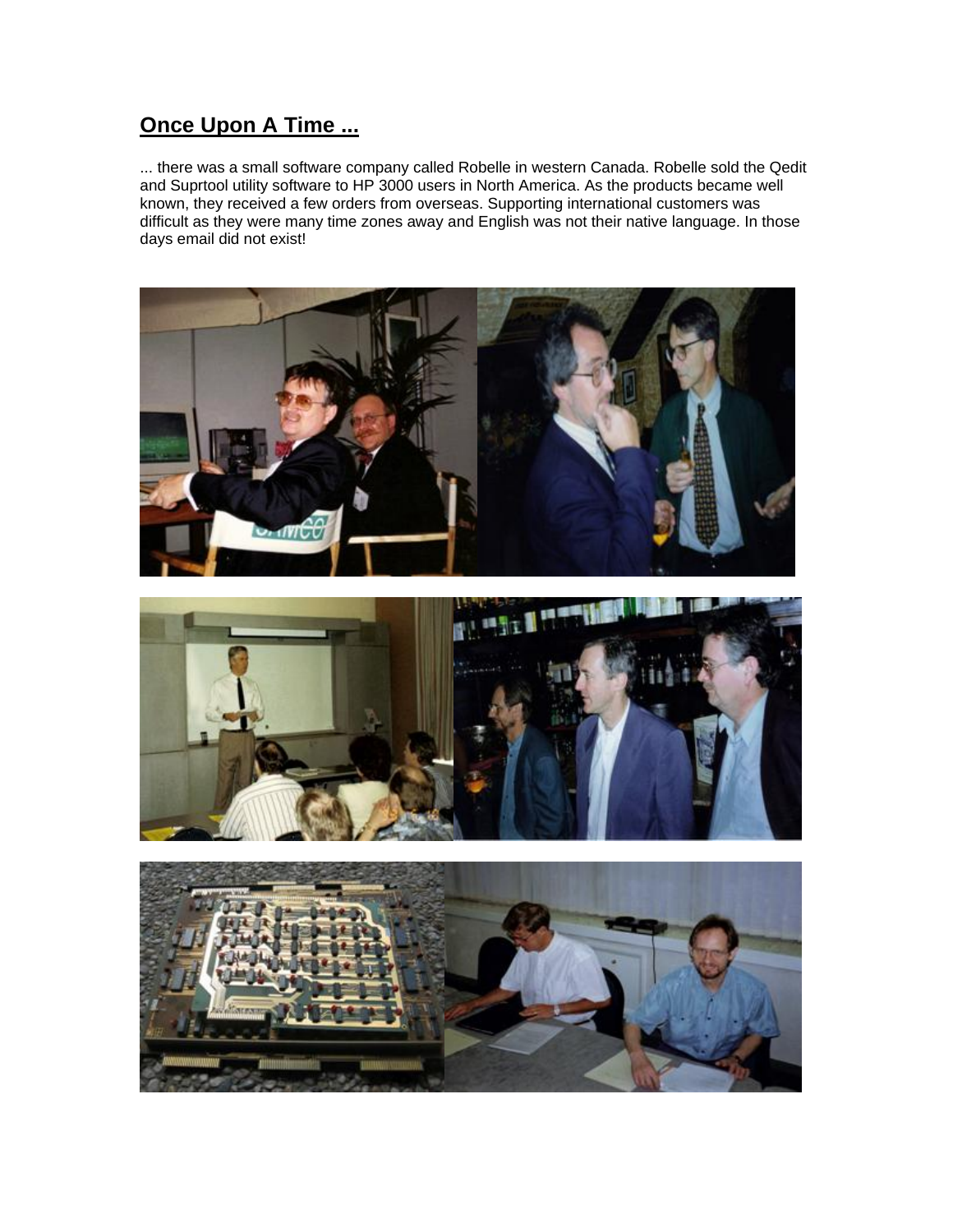## **Once Upon A Time ...**

... there was a small software company called Robelle in western Canada. Robelle sold the Qedit and Suprtool utility software to HP 3000 users in North America. As the products became well known, they received a few orders from overseas. Supporting international customers was difficult as they were many time zones away and English was not their native language. In those days email did not exist!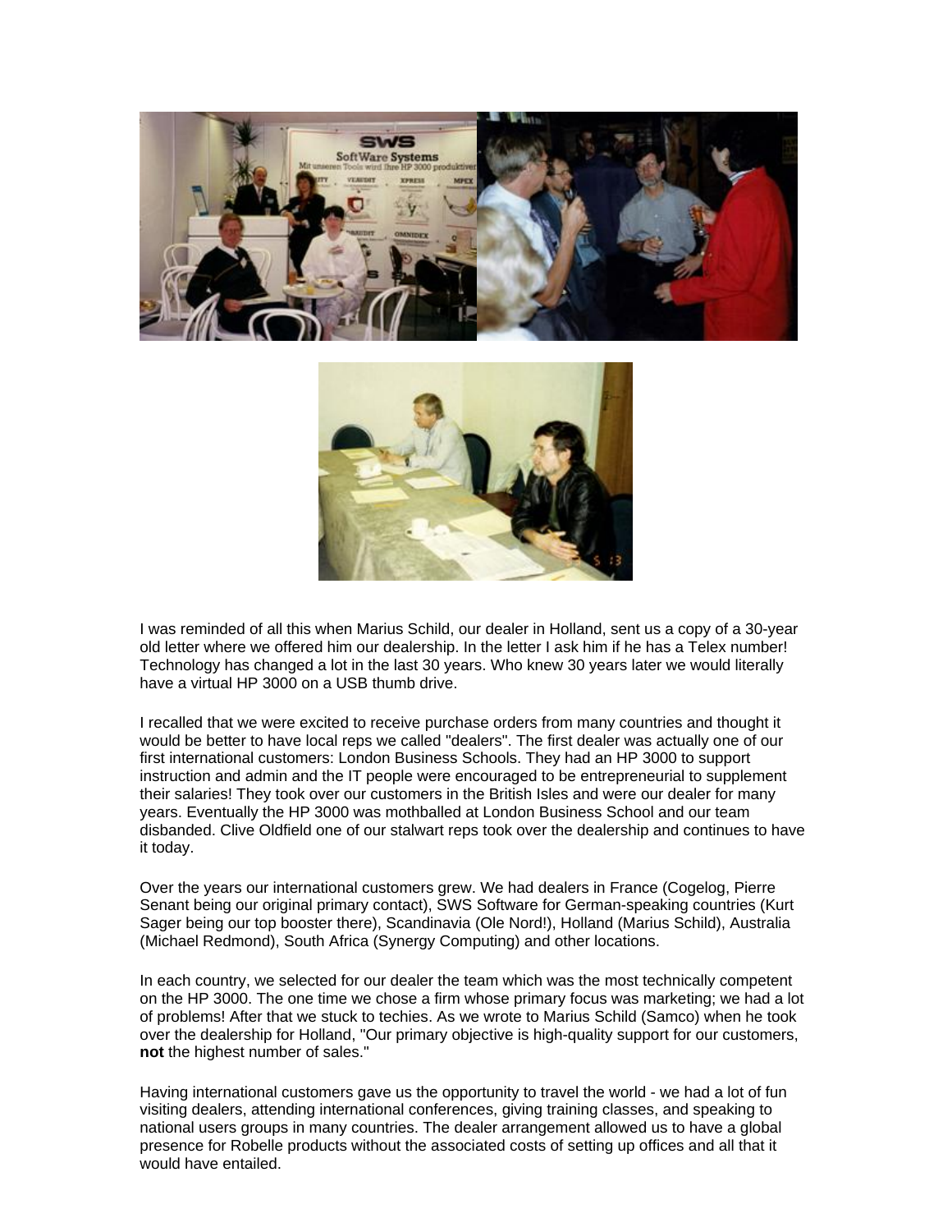I was reminded of all this when Marius Schild, our dealer in Holland, sent us a copy of a 30-year old letter where we offered him our dealership. In the letter I ask him if he has a Telex number! Technology has changed a lot in the last 30 years. Who knew 30 years later we would literally have a virtual HP 3000 on a USB thumb drive.

I recalled that we were excited to receive purchase orders from many countries and thought it would be better to have local reps we called "dealers". The first dealer was actually one of our first international customers: London Business Schools. They had an HP 3000 to support instruction and admin and the IT people were encouraged to be entrepreneurial to supplement their salaries! They took over our customers in the British Isles and were our dealer for many years. Eventually the HP 3000 was mothballed at London Business School and our team disbanded. Clive Oldfield one of our stalwart reps took over the dealership and continues to have it today.

Over the years our international customers grew. We had dealers in France (Cogelog, Pierre Senant being our original primary contact), SWS Software for German-speaking countries (Kurt Sager being our top booster there), Scandinavia (Ole Nord!), Holland (Marius Schild), Australia (Michael Redmond), South Africa (Synergy Computing) and other locations.

In each country, we selected for our dealer the team which was the most technically competent on the HP 3000. The one time we chose a firm whose primary focus was marketing; we had a lot of problems! After that we stuck to techies. As we wrote to Marius Schild (Samco) when he took over the dealership for Holland, "Our primary objective is high-quality support for our customers, **not** the highest number of sales."

Having international customers gave us the opportunity to travel the world - we had a lot of fun visiting dealers, attending international conferences, giving training classes, and speaking to national users groups in many countries. The dealer arrangement allowed us to have a global presence for Robelle products without the associated costs of setting up offices and all that it would have entailed.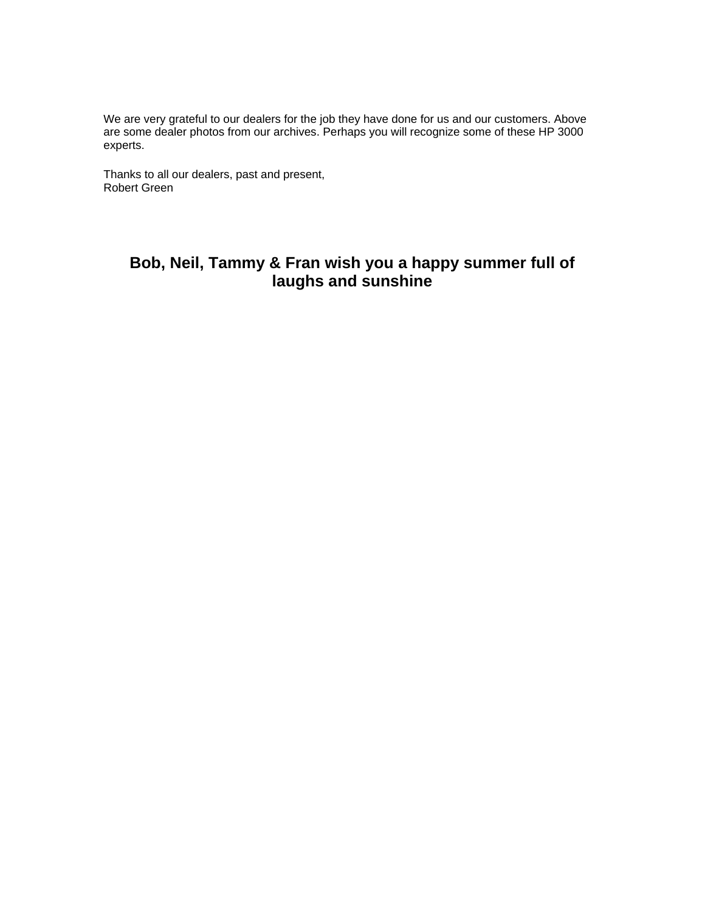We are very grateful to our dealers for the job they have done for us and our customers. Above are some dealer photos from our archives. Perhaps you will recognize some of these HP 3000 experts.

Thanks to all our dealers, past and present,
Robert Green

## Bob, Neil, Tammy & Fran wish you a happy summer full of laughs and sunshine